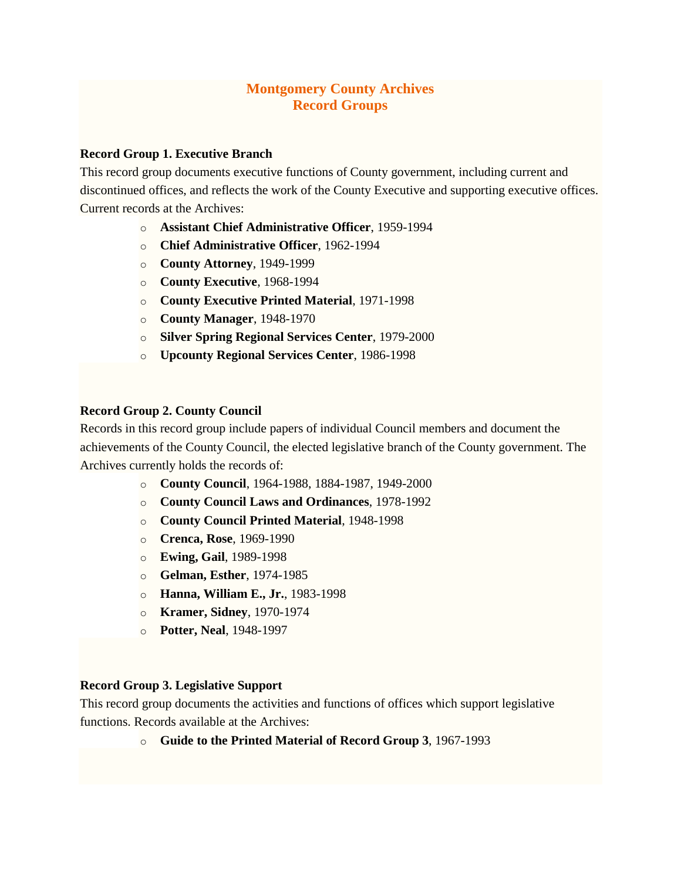# Montgomery County Archives
# Record Groups

### Record Group 1. Executive Branch

This record group documents executive functions of County government, including current and discontinued offices, and reflects the work of the County Executive and supporting executive offices. Current records at the Archives:

- **Assistant Chief Administrative Officer**, 1959-1994
- **Chief Administrative Officer**, 1962-1994
- **County Attorney**, 1949-1999
- **County Executive**, 1968-1994
- **County Executive Printed Material**, 1971-1998
- **County Manager**, 1948-1970
- **Silver Spring Regional Services Center**, 1979-2000
- **Upcounty Regional Services Center**, 1986-1998

### Record Group 2. County Council

Records in this record group include papers of individual Council members and document the achievements of the County Council, the elected legislative branch of the County government. The Archives currently holds the records of:

- **County Council**, 1964-1988, 1884-1987, 1949-2000
- **County Council Laws and Ordinances**, 1978-1992
- **County Council Printed Material**, 1948-1998
- **Crenca, Rose**, 1969-1990
- **Ewing, Gail**, 1989-1998
- **Gelman, Esther**, 1974-1985
- **Hanna, William E., Jr.**, 1983-1998
- **Kramer, Sidney**, 1970-1974
- **Potter, Neal**, 1948-1997

### Record Group 3. Legislative Support

This record group documents the activities and functions of offices which support legislative functions. Records available at the Archives:

- **Guide to the Printed Material of Record Group 3**, 1967-1993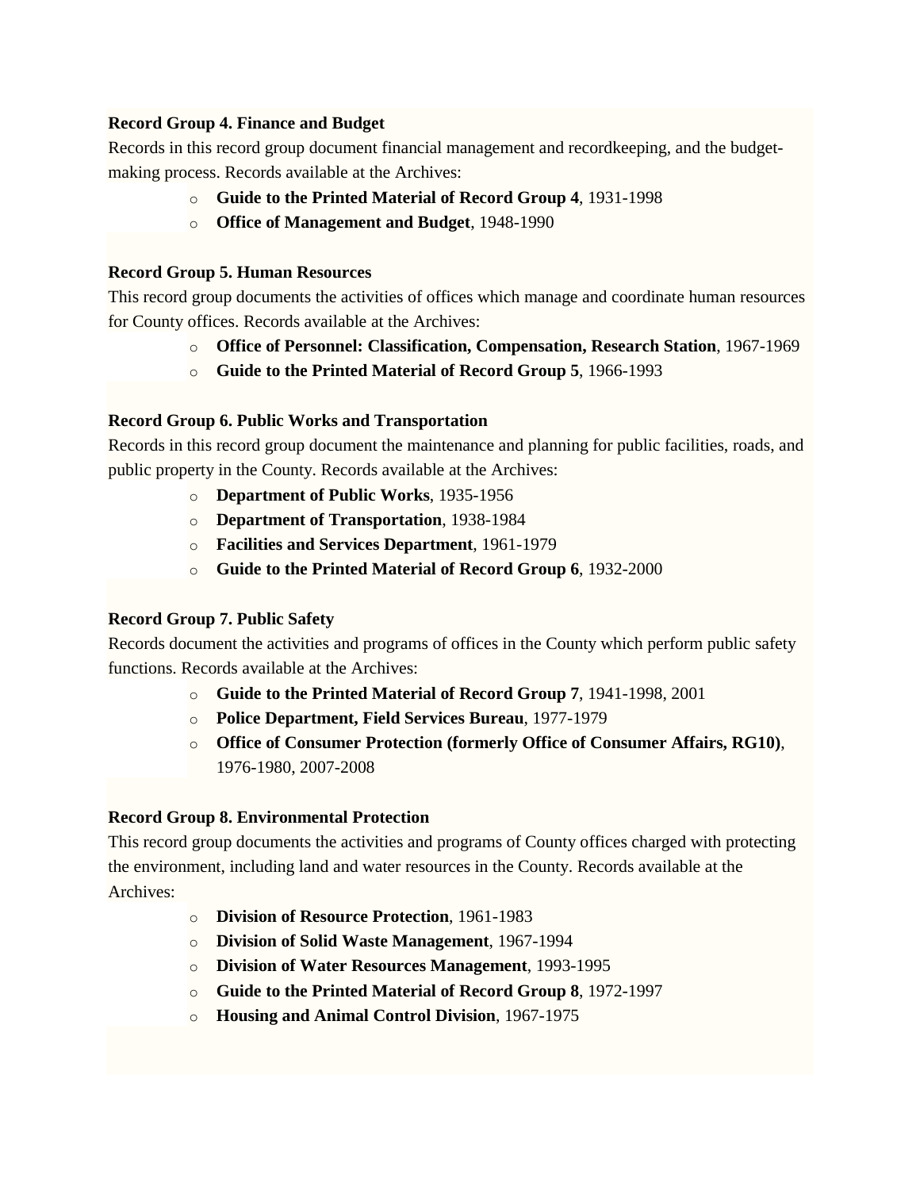**Record Group 4. Finance and Budget**

Records in this record group document financial management and recordkeeping, and the budget-making process. Records available at the Archives:

- **Guide to the Printed Material of Record Group 4**, 1931-1998
- **Office of Management and Budget**, 1948-1990

**Record Group 5. Human Resources**

This record group documents the activities of offices which manage and coordinate human resources for County offices. Records available at the Archives:

- **Office of Personnel: Classification, Compensation, Research Station**, 1967-1969
- **Guide to the Printed Material of Record Group 5**, 1966-1993

**Record Group 6. Public Works and Transportation**

Records in this record group document the maintenance and planning for public facilities, roads, and public property in the County. Records available at the Archives:

- **Department of Public Works**, 1935-1956
- **Department of Transportation**, 1938-1984
- **Facilities and Services Department**, 1961-1979
- **Guide to the Printed Material of Record Group 6**, 1932-2000

**Record Group 7. Public Safety**

Records document the activities and programs of offices in the County which perform public safety functions. Records available at the Archives:

- **Guide to the Printed Material of Record Group 7**, 1941-1998, 2001
- **Police Department, Field Services Bureau**, 1977-1979
- **Office of Consumer Protection (formerly Office of Consumer Affairs, RG10)**, 1976-1980, 2007-2008

**Record Group 8. Environmental Protection**

This record group documents the activities and programs of County offices charged with protecting the environment, including land and water resources in the County. Records available at the Archives:

- **Division of Resource Protection**, 1961-1983
- **Division of Solid Waste Management**, 1967-1994
- **Division of Water Resources Management**, 1993-1995
- **Guide to the Printed Material of Record Group 8**, 1972-1997
- **Housing and Animal Control Division**, 1967-1975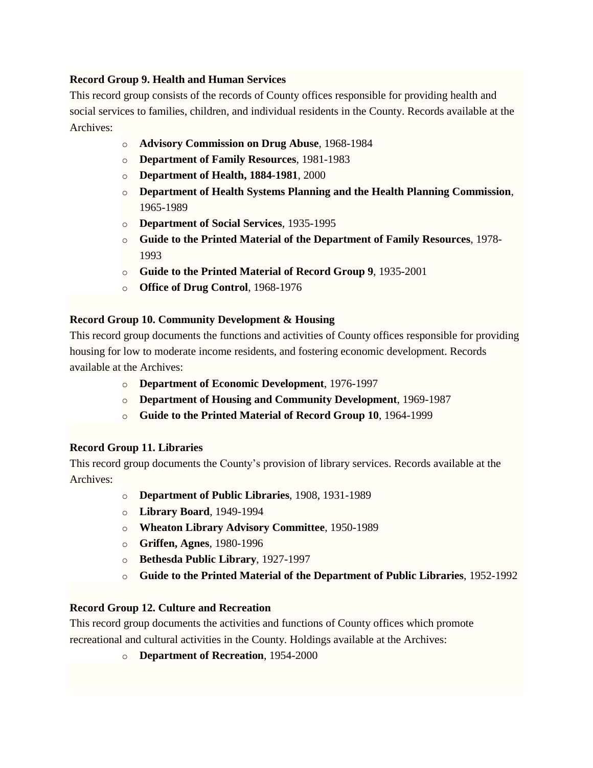**Record Group 9. Health and Human Services**

This record group consists of the records of County offices responsible for providing health and social services to families, children, and individual residents in the County. Records available at the Archives:

- **Advisory Commission on Drug Abuse**, 1968-1984
- **Department of Family Resources**, 1981-1983
- **Department of Health, 1884-1981**, 2000
- **Department of Health Systems Planning and the Health Planning Commission**, 1965-1989
- **Department of Social Services**, 1935-1995
- **Guide to the Printed Material of the Department of Family Resources**, 1978-1993
- **Guide to the Printed Material of Record Group 9**, 1935-2001
- **Office of Drug Control**, 1968-1976

**Record Group 10. Community Development & Housing**

This record group documents the functions and activities of County offices responsible for providing housing for low to moderate income residents, and fostering economic development. Records available at the Archives:

- **Department of Economic Development**, 1976-1997
- **Department of Housing and Community Development**, 1969-1987
- **Guide to the Printed Material of Record Group 10**, 1964-1999

**Record Group 11. Libraries**

This record group documents the County's provision of library services. Records available at the Archives:

- **Department of Public Libraries**, 1908, 1931-1989
- **Library Board**, 1949-1994
- **Wheaton Library Advisory Committee**, 1950-1989
- **Griffen, Agnes**, 1980-1996
- **Bethesda Public Library**, 1927-1997
- **Guide to the Printed Material of the Department of Public Libraries**, 1952-1992

**Record Group 12. Culture and Recreation**

This record group documents the activities and functions of County offices which promote recreational and cultural activities in the County. Holdings available at the Archives:

- **Department of Recreation**, 1954-2000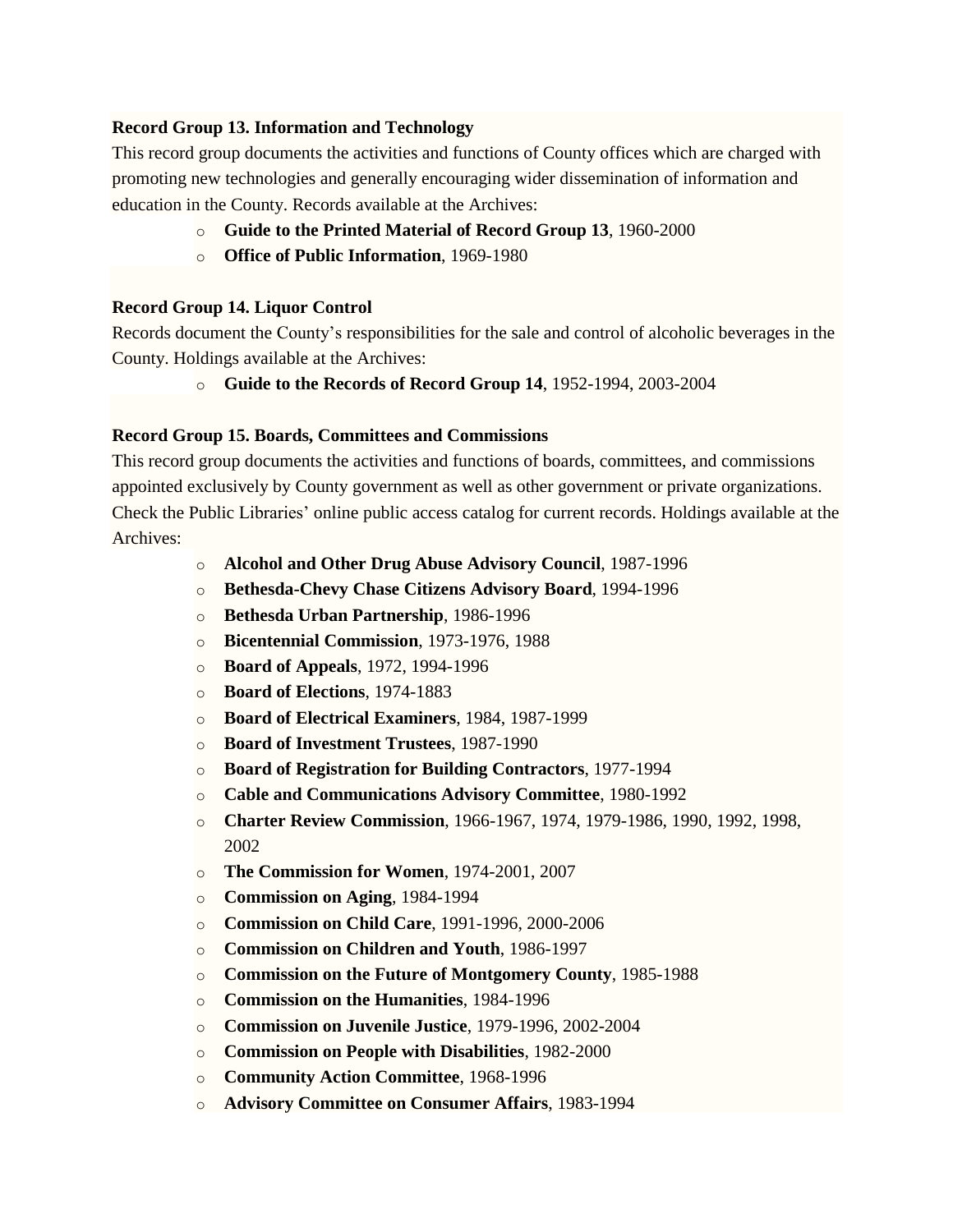**Record Group 13. Information and Technology**

This record group documents the activities and functions of County offices which are charged with promoting new technologies and generally encouraging wider dissemination of information and education in the County. Records available at the Archives:

- **Guide to the Printed Material of Record Group 13**, 1960-2000
- **Office of Public Information**, 1969-1980

**Record Group 14. Liquor Control**

Records document the County's responsibilities for the sale and control of alcoholic beverages in the County. Holdings available at the Archives:

- **Guide to the Records of Record Group 14**, 1952-1994, 2003-2004

**Record Group 15. Boards, Committees and Commissions**

This record group documents the activities and functions of boards, committees, and commissions appointed exclusively by County government as well as other government or private organizations. Check the Public Libraries' online public access catalog for current records. Holdings available at the Archives:

- **Alcohol and Other Drug Abuse Advisory Council**, 1987-1996
- **Bethesda-Chevy Chase Citizens Advisory Board**, 1994-1996
- **Bethesda Urban Partnership**, 1986-1996
- **Bicentennial Commission**, 1973-1976, 1988
- **Board of Appeals**, 1972, 1994-1996
- **Board of Elections**, 1974-1883
- **Board of Electrical Examiners**, 1984, 1987-1999
- **Board of Investment Trustees**, 1987-1990
- **Board of Registration for Building Contractors**, 1977-1994
- **Cable and Communications Advisory Committee**, 1980-1992
- **Charter Review Commission**, 1966-1967, 1974, 1979-1986, 1990, 1992, 1998, 2002
- **The Commission for Women**, 1974-2001, 2007
- **Commission on Aging**, 1984-1994
- **Commission on Child Care**, 1991-1996, 2000-2006
- **Commission on Children and Youth**, 1986-1997
- **Commission on the Future of Montgomery County**, 1985-1988
- **Commission on the Humanities**, 1984-1996
- **Commission on Juvenile Justice**, 1979-1996, 2002-2004
- **Commission on People with Disabilities**, 1982-2000
- **Community Action Committee**, 1968-1996
- **Advisory Committee on Consumer Affairs**, 1983-1994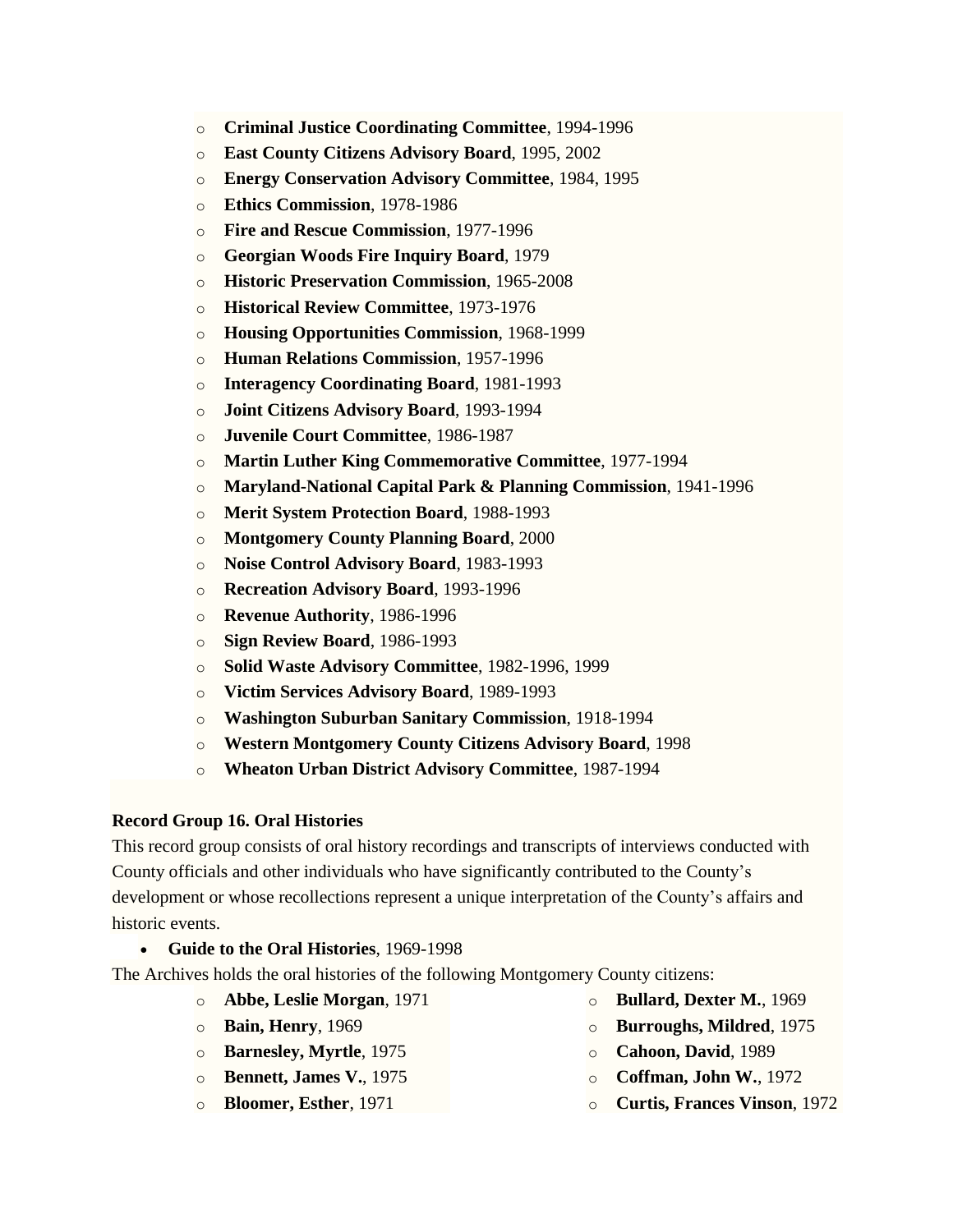- **Criminal Justice Coordinating Committee**, 1994-1996
- **East County Citizens Advisory Board**, 1995, 2002
- **Energy Conservation Advisory Committee**, 1984, 1995
- **Ethics Commission**, 1978-1986
- **Fire and Rescue Commission**, 1977-1996
- **Georgian Woods Fire Inquiry Board**, 1979
- **Historic Preservation Commission**, 1965-2008
- **Historical Review Committee**, 1973-1976
- **Housing Opportunities Commission**, 1968-1999
- **Human Relations Commission**, 1957-1996
- **Interagency Coordinating Board**, 1981-1993
- **Joint Citizens Advisory Board**, 1993-1994
- **Juvenile Court Committee**, 1986-1987
- **Martin Luther King Commemorative Committee**, 1977-1994
- **Maryland-National Capital Park & Planning Commission**, 1941-1996
- **Merit System Protection Board**, 1988-1993
- **Montgomery County Planning Board**, 2000
- **Noise Control Advisory Board**, 1983-1993
- **Recreation Advisory Board**, 1993-1996
- **Revenue Authority**, 1986-1996
- **Sign Review Board**, 1986-1993
- **Solid Waste Advisory Committee**, 1982-1996, 1999
- **Victim Services Advisory Board**, 1989-1993
- **Washington Suburban Sanitary Commission**, 1918-1994
- **Western Montgomery County Citizens Advisory Board**, 1998
- **Wheaton Urban District Advisory Committee**, 1987-1994

**Record Group 16. Oral Histories**

This record group consists of oral history recordings and transcripts of interviews conducted with County officials and other individuals who have significantly contributed to the County's development or whose recollections represent a unique interpretation of the County's affairs and historic events.

- **Guide to the Oral Histories**, 1969-1998

The Archives holds the oral histories of the following Montgomery County citizens:

- **Abbe, Leslie Morgan**, 1971
- **Bain, Henry**, 1969
- **Barnesley, Myrtle**, 1975
- **Bennett, James V.**, 1975
- **Bloomer, Esther**, 1971
- **Bullard, Dexter M.**, 1969
- **Burroughs, Mildred**, 1975
- **Cahoon, David**, 1989
- **Coffman, John W.**, 1972
- **Curtis, Frances Vinson**, 1972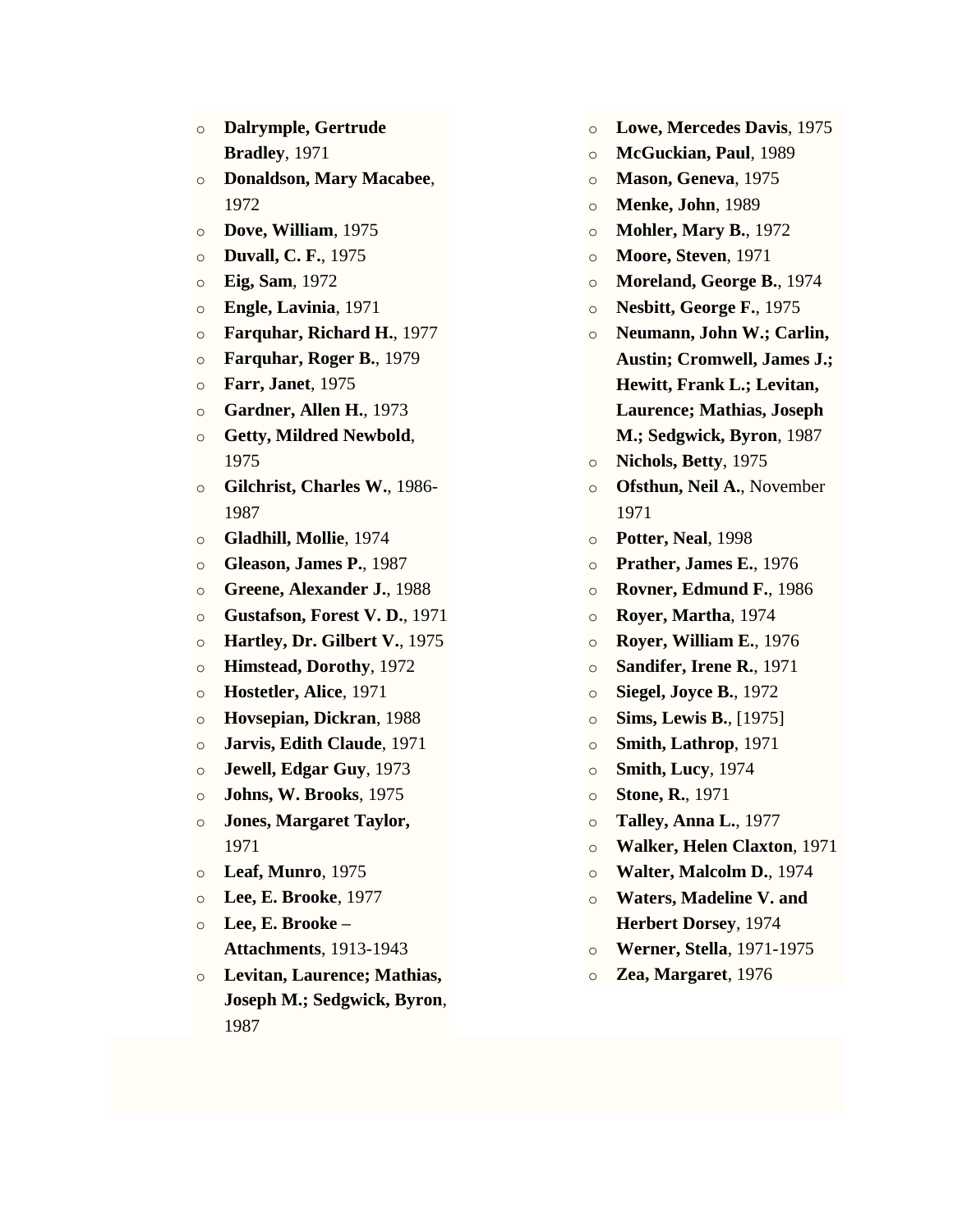- **Dalrymple, Gertrude Bradley**, 1971
- **Donaldson, Mary Macabee**, 1972
- **Dove, William**, 1975
- **Duvall, C. F.**, 1975
- **Eig, Sam**, 1972
- **Engle, Lavinia**, 1971
- **Farquhar, Richard H.**, 1977
- **Farquhar, Roger B.**, 1979
- **Farr, Janet**, 1975
- **Gardner, Allen H.**, 1973
- **Getty, Mildred Newbold**, 1975
- **Gilchrist, Charles W.**, 1986-1987
- **Gladhill, Mollie**, 1974
- **Gleason, James P.**, 1987
- **Greene, Alexander J.**, 1988
- **Gustafson, Forest V. D.**, 1971
- **Hartley, Dr. Gilbert V.**, 1975
- **Himstead, Dorothy**, 1972
- **Hostetler, Alice**, 1971
- **Hovsepian, Dickran**, 1988
- **Jarvis, Edith Claude**, 1971
- **Jewell, Edgar Guy**, 1973
- **Johns, W. Brooks**, 1975
- **Jones, Margaret Taylor,** 1971
- **Leaf, Munro**, 1975
- **Lee, E. Brooke**, 1977
- **Lee, E. Brooke – Attachments**, 1913-1943
- **Levitan, Laurence; Mathias, Joseph M.; Sedgwick, Byron**, 1987
- **Lowe, Mercedes Davis**, 1975
- **McGuckian, Paul**, 1989
- **Mason, Geneva**, 1975
- **Menke, John**, 1989
- **Mohler, Mary B.**, 1972
- **Moore, Steven**, 1971
- **Moreland, George B.**, 1974
- **Nesbitt, George F.**, 1975
- **Neumann, John W.; Carlin, Austin; Cromwell, James J.; Hewitt, Frank L.; Levitan, Laurence; Mathias, Joseph M.; Sedgwick, Byron**, 1987
- **Nichols, Betty**, 1975
- **Ofsthun, Neil A.**, November 1971
- **Potter, Neal**, 1998
- **Prather, James E.**, 1976
- **Rovner, Edmund F.**, 1986
- **Royer, Martha**, 1974
- **Royer, William E.**, 1976
- **Sandifer, Irene R.**, 1971
- **Siegel, Joyce B.**, 1972
- **Sims, Lewis B.**, [1975]
- **Smith, Lathrop**, 1971
- **Smith, Lucy**, 1974
- **Stone, R.**, 1971
- **Talley, Anna L.**, 1977
- **Walker, Helen Claxton**, 1971
- **Walter, Malcolm D.**, 1974
- **Waters, Madeline V. and Herbert Dorsey**, 1974
- **Werner, Stella**, 1971-1975
- **Zea, Margaret**, 1976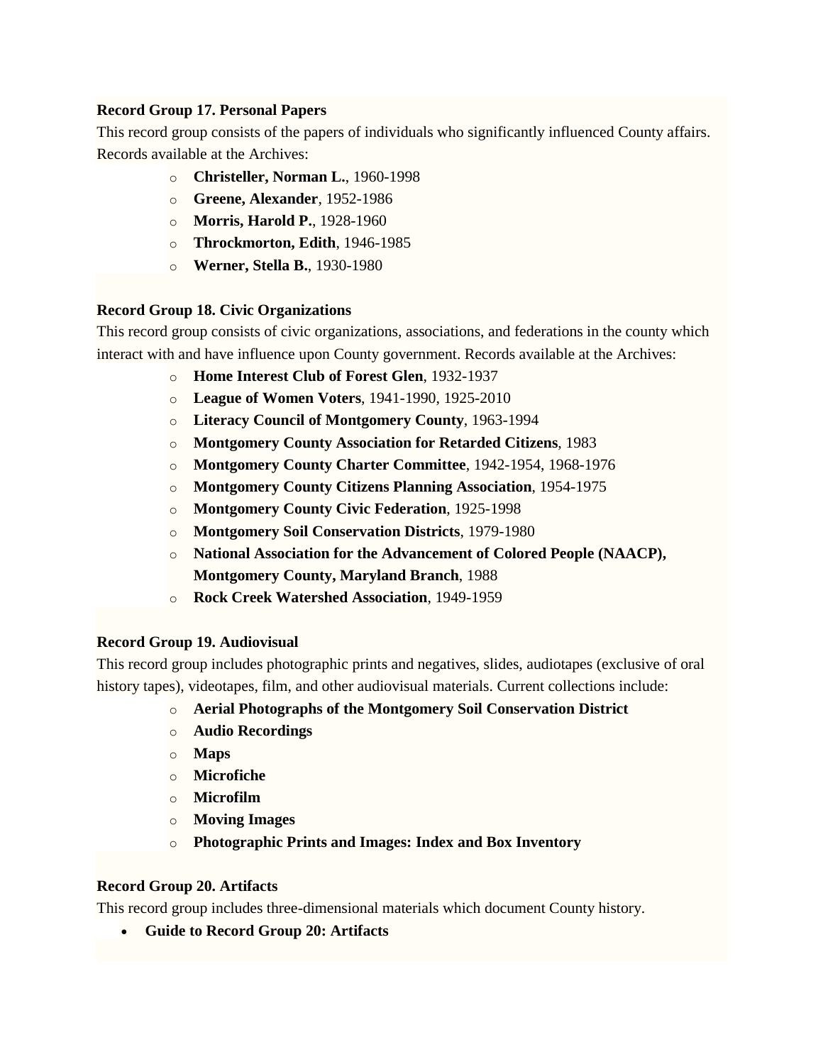**Record Group 17. Personal Papers**

This record group consists of the papers of individuals who significantly influenced County affairs. Records available at the Archives:

- **Christeller, Norman L.**, 1960-1998
- **Greene, Alexander**, 1952-1986
- **Morris, Harold P.**, 1928-1960
- **Throckmorton, Edith**, 1946-1985
- **Werner, Stella B.**, 1930-1980

**Record Group 18. Civic Organizations**

This record group consists of civic organizations, associations, and federations in the county which interact with and have influence upon County government. Records available at the Archives:

- **Home Interest Club of Forest Glen**, 1932-1937
- **League of Women Voters**, 1941-1990, 1925-2010
- **Literacy Council of Montgomery County**, 1963-1994
- **Montgomery County Association for Retarded Citizens**, 1983
- **Montgomery County Charter Committee**, 1942-1954, 1968-1976
- **Montgomery County Citizens Planning Association**, 1954-1975
- **Montgomery County Civic Federation**, 1925-1998
- **Montgomery Soil Conservation Districts**, 1979-1980
- **National Association for the Advancement of Colored People (NAACP), Montgomery County, Maryland Branch**, 1988
- **Rock Creek Watershed Association**, 1949-1959

**Record Group 19. Audiovisual**

This record group includes photographic prints and negatives, slides, audiotapes (exclusive of oral history tapes), videotapes, film, and other audiovisual materials. Current collections include:

- **Aerial Photographs of the Montgomery Soil Conservation District**
- **Audio Recordings**
- **Maps**
- **Microfiche**
- **Microfilm**
- **Moving Images**
- **Photographic Prints and Images: Index and Box Inventory**

**Record Group 20. Artifacts**

This record group includes three-dimensional materials which document County history.

- **Guide to Record Group 20: Artifacts**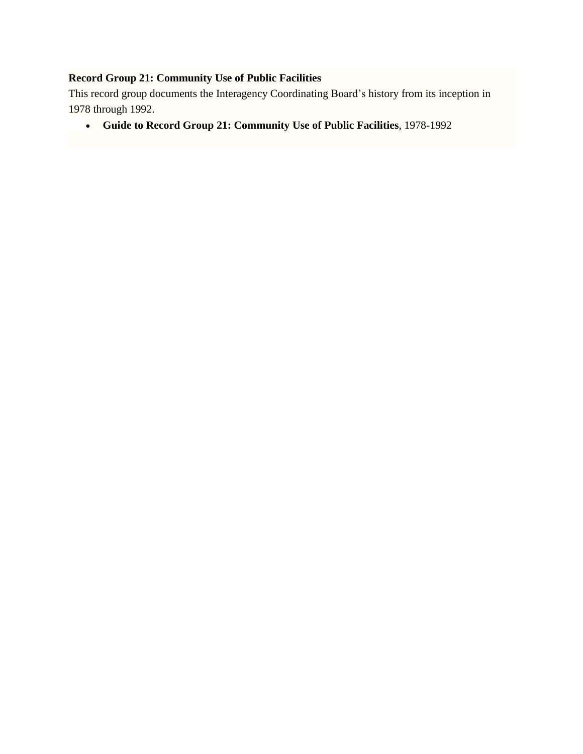**Record Group 21: Community Use of Public Facilities**

This record group documents the Interagency Coordinating Board's history from its inception in 1978 through 1992.

- **Guide to Record Group 21: Community Use of Public Facilities**, 1978-1992